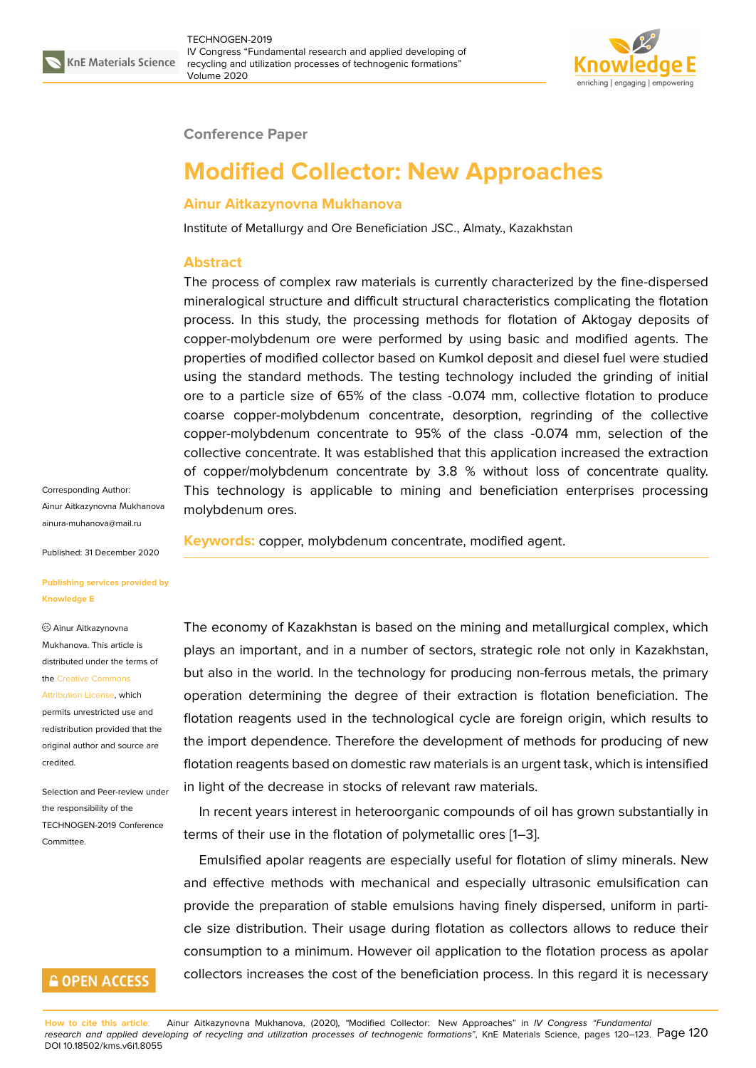Conference Paper

# Modified Collector: New Approaches

**Ainur Aitkazynovna Mukhanova**

Institute of Metallurgy and Ore Beneficiation JSC., Almaty., Kazakhstan

## Abstract

The process of complex raw materials is currently characterized by the fine-dispersed mineralogical structure and difficult structural characteristics complicating the flotation process. In this study, the processing methods for flotation of Aktogay deposits of copper-molybdenum ore were performed by using basic and modified agents. The properties of modified collector based on Kumkol deposit and diesel fuel were studied using the standard methods. The testing technology included the grinding of initial ore to a particle size of 65% of the class -0.074 mm, collective flotation to produce coarse copper-molybdenum concentrate, desorption, regrinding of the collective copper-molybdenum concentrate to 95% of the class -0.074 mm, selection of the collective concentrate. It was established that this application increased the extraction of copper/molybdenum concentrate by 3.8 % without loss of concentrate quality. This technology is applicable to mining and beneficiation enterprises processing molybdenum ores.

**Keywords:** copper, molybdenum concentrate, modified agent.

Corresponding Author: Ainur Aitkazynovna Mukhanova ainura-muhanova@mail.ru

Published: 31 December 2020

Publishing services provided by Knowledge E

© Ainur Aitkazynovna Mukhanova. This article is distributed under the terms of the Creative Commons Attribution License, which permits unrestricted use and redistribution provided that the original author and source are credited.

Selection and Peer-review under the responsibility of the TECHNOGEN-2019 Conference Committee.

The economy of Kazakhstan is based on the mining and metallurgical complex, which plays an important, and in a number of sectors, strategic role not only in Kazakhstan, but also in the world. In the technology for producing non-ferrous metals, the primary operation determining the degree of their extraction is flotation beneficiation. The flotation reagents used in the technological cycle are foreign origin, which results to the import dependence. Therefore the development of methods for producing of new flotation reagents based on domestic raw materials is an urgent task, which is intensified in light of the decrease in stocks of relevant raw materials.

In recent years interest in heteroorganic compounds of oil has grown substantially in terms of their use in the flotation of polymetallic ores [1–3].

Emulsified apolar reagents are especially useful for flotation of slimy minerals. New and effective methods with mechanical and especially ultrasonic emulsification can provide the preparation of stable emulsions having finely dispersed, uniform in particle size distribution. Their usage during flotation as collectors allows to reduce their consumption to a minimum. However oil application to the flotation process as apolar collectors increases the cost of the beneficiation process. In this regard it is necessary

**How to cite this article**: Ainur Aitkazynovna Mukhanova, (2020), "Modified Collector: New Approaches" in *IV Congress "Fundamental research and applied developing of recycling and utilization processes of technogenic formations"*, KnE Materials Science, pages 120–123. DOI 10.18502/kms.v6i1.8055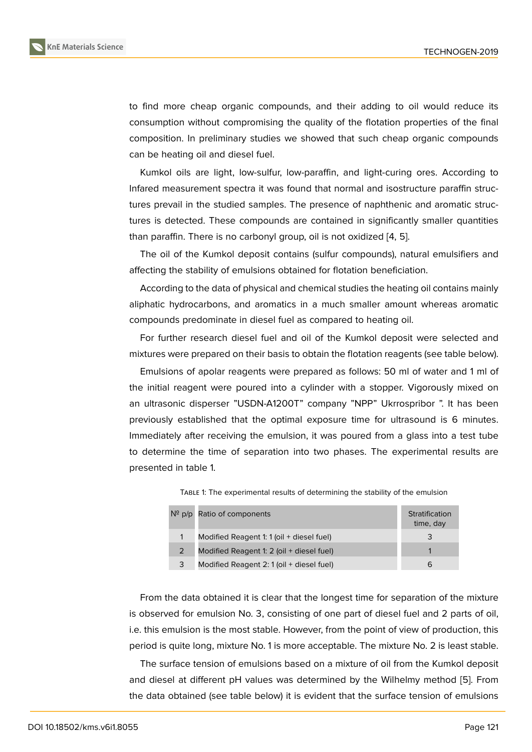to find more cheap organic compounds, and their adding to oil would reduce its consumption without compromising the quality of the flotation properties of the final composition. In preliminary studies we showed that such cheap organic compounds can be heating oil and diesel fuel.

Kumkol oils are light, low-sulfur, low-paraffin, and light-curing ores. According to Infared measurement spectra it was found that normal and isostructure paraffin structures prevail in the studied samples. The presence of naphthenic and aromatic structures is detected. These compounds are contained in significantly smaller quantities than paraffin. There is no carbonyl group, oil is not oxidized [4, 5].

The oil of the Kumkol deposit contains (sulfur compounds), natural emulsifiers and affecting the stability of emulsions obtained for flotation beneficiation.

According to the data of physical and chemical studies the heating oil contains mainly aliphatic hydrocarbons, and aromatics in a much smaller amount whereas aromatic compounds predominate in diesel fuel as compared to heating oil.

For further research diesel fuel and oil of the Kumkol deposit were selected and mixtures were prepared on their basis to obtain the flotation reagents (see table below).

Emulsions of apolar reagents were prepared as follows: 50 ml of water and 1 ml of the initial reagent were poured into a cylinder with a stopper. Vigorously mixed on an ultrasonic disperser "USDN-A1200T" company "NPP" Ukrrospribor ". It has been previously established that the optimal exposure time for ultrasound is 6 minutes. Immediately after receiving the emulsion, it was poured from a glass into a test tube to determine the time of separation into two phases. The experimental results are presented in table 1.

Table 1: The experimental results of determining the stability of the emulsion

| № p/p | Ratio of components | Stratification time, day |
|---|---|---|
| 1 | Modified Reagent 1: 1 (oil + diesel fuel) | 3 |
| 2 | Modified Reagent 1: 2 (oil + diesel fuel) | 1 |
| 3 | Modified Reagent 2: 1 (oil + diesel fuel) | 6 |

From the data obtained it is clear that the longest time for separation of the mixture is observed for emulsion No. 3, consisting of one part of diesel fuel and 2 parts of oil, i.e. this emulsion is the most stable. However, from the point of view of production, this period is quite long, mixture No. 1 is more acceptable. The mixture No. 2 is least stable.

The surface tension of emulsions based on a mixture of oil from the Kumkol deposit and diesel at different pH values was determined by the Wilhelmy method [5]. From the data obtained (see table below) it is evident that the surface tension of emulsions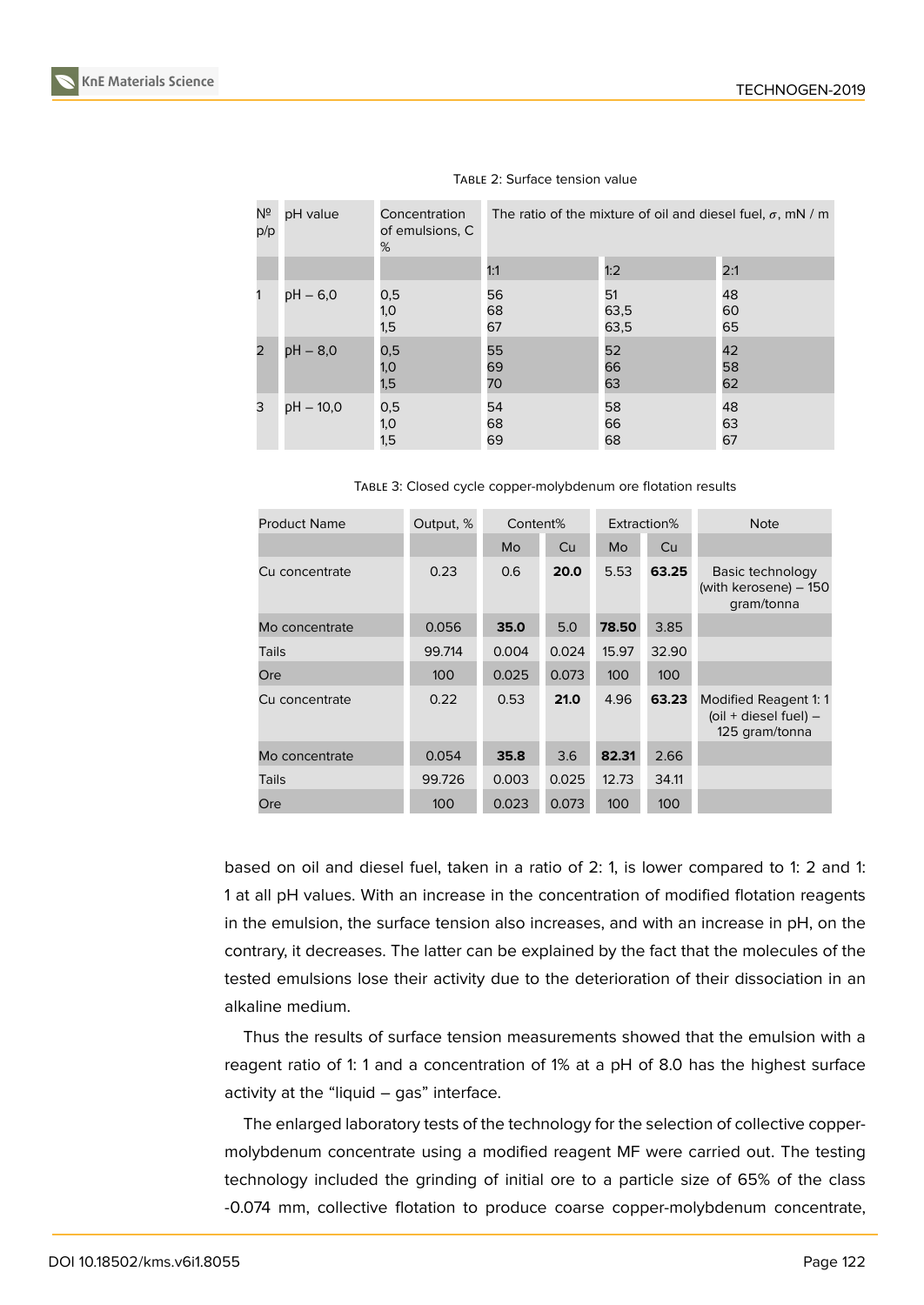Table 2: Surface tension value

| № p/p | pH value | Concentration of emulsions, C % | The ratio of the mixture of oil and diesel fuel, $\sigma$, mN / m | | |
|---|---|---|---|---|---|
| | | | 1:1 | 1:2 | 2:1 |
| 1 | pH – 6,0 | 0,5<br>1,0<br>1,5 | 56<br>68<br>67 | 51<br>63,5<br>63,5 | 48<br>60<br>65 |
| 2 | pH – 8,0 | 0,5<br>1,0<br>1,5 | 55<br>69<br>70 | 52<br>66<br>63 | 42<br>58<br>62 |
| 3 | pH – 10,0 | 0,5<br>1,0<br>1,5 | 54<br>68<br>69 | 58<br>66<br>68 | 48<br>63<br>67 |

Table 3: Closed cycle copper-molybdenum ore flotation results

| Product Name | Output, % | Content% | | Extraction% | | Note |
|---|---|---|---|---|---|---|
| | | Mo | Cu | Mo | Cu | |
| Cu concentrate | 0.23 | 0.6 | **20.0** | 5.53 | **63.25** | Basic technology (with kerosene) – 150 gram/tonna |
| Mo concentrate | 0.056 | **35.0** | 5.0 | **78.50** | 3.85 | |
| Tails | 99.714 | 0.004 | 0.024 | 15.97 | 32.90 | |
| Ore | 100 | 0.025 | 0.073 | 100 | 100 | |
| Cu concentrate | 0.22 | 0.53 | **21.0** | 4.96 | **63.23** | Modified Reagent 1: 1 (oil + diesel fuel) – 125 gram/tonna |
| Mo concentrate | 0.054 | **35.8** | 3.6 | **82.31** | 2.66 | |
| Tails | 99.726 | 0.003 | 0.025 | 12.73 | 34.11 | |
| Ore | 100 | 0.023 | 0.073 | 100 | 100 | |

based on oil and diesel fuel, taken in a ratio of 2: 1, is lower compared to 1: 2 and 1: 1 at all pH values. With an increase in the concentration of modified flotation reagents in the emulsion, the surface tension also increases, and with an increase in pH, on the contrary, it decreases. The latter can be explained by the fact that the molecules of the tested emulsions lose their activity due to the deterioration of their dissociation in an alkaline medium.

Thus the results of surface tension measurements showed that the emulsion with a reagent ratio of 1: 1 and a concentration of 1% at a pH of 8.0 has the highest surface activity at the "liquid – gas" interface.

The enlarged laboratory tests of the technology for the selection of collective copper-molybdenum concentrate using a modified reagent MF were carried out. The testing technology included the grinding of initial ore to a particle size of 65% of the class -0.074 mm, collective flotation to produce coarse copper-molybdenum concentrate,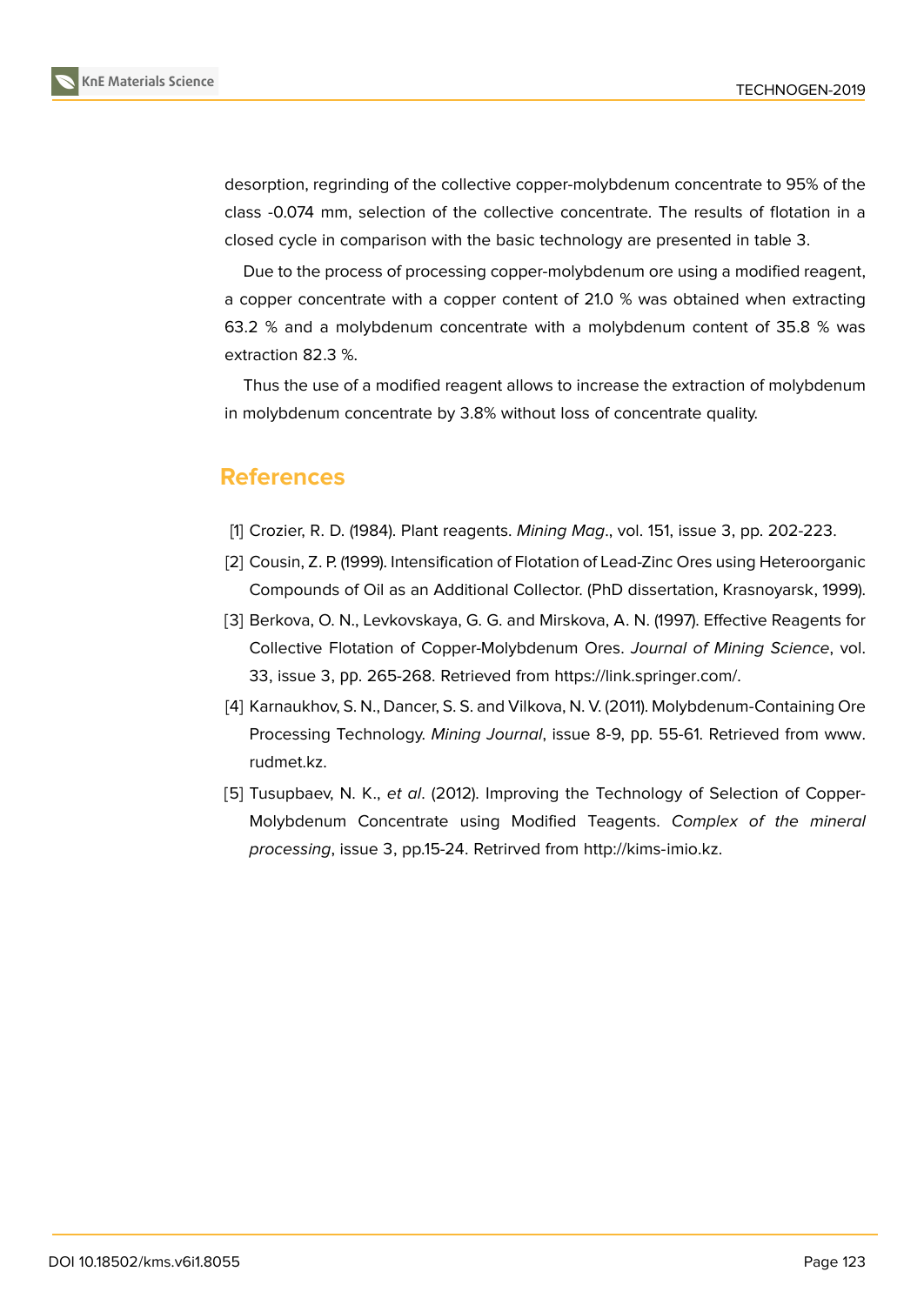desorption, regrinding of the collective copper-molybdenum concentrate to 95% of the class -0.074 mm, selection of the collective concentrate. The results of flotation in a closed cycle in comparison with the basic technology are presented in table 3.

Due to the process of processing copper-molybdenum ore using a modified reagent, a copper concentrate with a copper content of 21.0 % was obtained when extracting 63.2 % and a molybdenum concentrate with a molybdenum content of 35.8 % was extraction 82.3 %.

Thus the use of a modified reagent allows to increase the extraction of molybdenum in molybdenum concentrate by 3.8% without loss of concentrate quality.

## References

[1] Crozier, R. D. (1984). Plant reagents. *Mining Mag*., vol. 151, issue 3, pp. 202-223.

[2] Cousin, Z. P. (1999). Intensification of Flotation of Lead-Zinc Ores using Heteroorganic Compounds of Oil as an Additional Collector. (PhD dissertation, Krasnoyarsk, 1999).

[3] Berkova, O. N., Levkovskaya, G. G. and Mirskova, A. N. (1997). Effective Reagents for Collective Flotation of Copper-Molybdenum Ores. *Journal of Mining Science*, vol. 33, issue 3, pp. 265-268. Retrieved from https://link.springer.com/.

[4] Karnaukhov, S. N., Dancer, S. S. and Vilkova, N. V. (2011). Molybdenum-Containing Ore Processing Technology. *Mining Journal*, issue 8-9, pp. 55-61. Retrieved from www.rudmet.kz.

[5] Tusupbaev, N. K., *et al*. (2012). Improving the Technology of Selection of Copper-Molybdenum Concentrate using Modified Teagents. *Complex of the mineral processing*, issue 3, pp.15-24. Retrirved from http://kims-imio.kz.